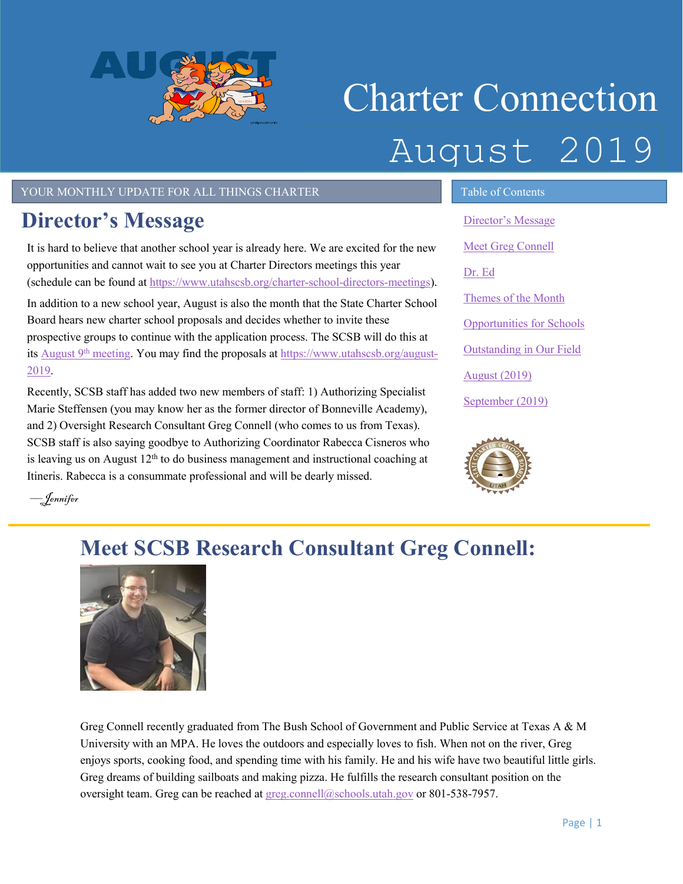# Charter Connection

# August 2019

YOUR MONTHLY UPDATE FOR ALL THINGS CHARTER

## Director's Message

It is hard to believe that another school year is already here. We are excited for the new opportunities and cannot wait to see you at Charter Directors meetings this year (schedule can be found at https://www.utahscsb.org/charter-school-directors-meetings).

In addition to a new school year, August is also the month that the State Charter School Board hears new charter school proposals and decides whether to invite these prospective groups to continue with the application process. The SCSB will do this at its August 9th meeting. You may find the proposals at https://www.utahscsb.org/august-2019.

Recently, SCSB staff has added two new members of staff: 1) Authorizing Specialist Marie Steffensen (you may know her as the former director of Bonneville Academy), and 2) Oversight Research Consultant Greg Connell (who comes to us from Texas). SCSB staff is also saying goodbye to Authorizing Coordinator Rabecca Cisneros who is leaving us on August 12th to do business management and instructional coaching at Itineris. Rabecca is a consummate professional and will be dearly missed.

—*Jennifer*

### Table of Contents

- Director's Message
- Meet Greg Connell
- Dr. Ed
- Themes of the Month
- Opportunities for Schools
- Outstanding in Our Field
- August (2019)
- September (2019)

## Meet SCSB Research Consultant Greg Connell:

Greg Connell recently graduated from The Bush School of Government and Public Service at Texas A & M University with an MPA. He loves the outdoors and especially loves to fish. When not on the river, Greg enjoys sports, cooking food, and spending time with his family. He and his wife have two beautiful little girls. Greg dreams of building sailboats and making pizza. He fulfills the research consultant position on the oversight team. Greg can be reached at greg.connell@schools.utah.gov or 801-538-7957.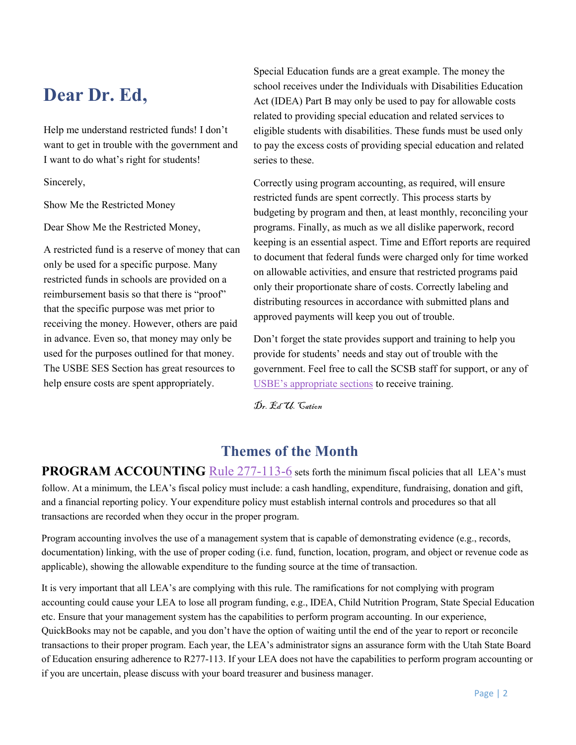# Dear Dr. Ed,

Help me understand restricted funds! I don't want to get in trouble with the government and I want to do what's right for students!

Sincerely,

Show Me the Restricted Money

Dear Show Me the Restricted Money,

A restricted fund is a reserve of money that can only be used for a specific purpose. Many restricted funds in schools are provided on a reimbursement basis so that there is "proof" that the specific purpose was met prior to receiving the money. However, others are paid in advance. Even so, that money may only be used for the purposes outlined for that money. The USBE SES Section has great resources to help ensure costs are spent appropriately.

Special Education funds are a great example. The money the school receives under the Individuals with Disabilities Education Act (IDEA) Part B may only be used to pay for allowable costs related to providing special education and related services to eligible students with disabilities. These funds must be used only to pay the excess costs of providing special education and related series to these.

Correctly using program accounting, as required, will ensure restricted funds are spent correctly. This process starts by budgeting by program and then, at least monthly, reconciling your programs. Finally, as much as we all dislike paperwork, record keeping is an essential aspect. Time and Effort reports are required to document that federal funds were charged only for time worked on allowable activities, and ensure that restricted programs paid only their proportionate share of costs. Correctly labeling and distributing resources in accordance with submitted plans and approved payments will keep you out of trouble.

Don't forget the state provides support and training to help you provide for students' needs and stay out of trouble with the government. Feel free to call the SCSB staff for support, or any of USBE's appropriate sections to receive training.

*Dr. Ed U. Cation*

## Themes of the Month

**PROGRAM ACCOUNTING** Rule 277-113-6 sets forth the minimum fiscal policies that all LEA's must follow. At a minimum, the LEA's fiscal policy must include: a cash handling, expenditure, fundraising, donation and gift, and a financial reporting policy. Your expenditure policy must establish internal controls and procedures so that all transactions are recorded when they occur in the proper program.

Program accounting involves the use of a management system that is capable of demonstrating evidence (e.g., records, documentation) linking, with the use of proper coding (i.e. fund, function, location, program, and object or revenue code as applicable), showing the allowable expenditure to the funding source at the time of transaction.

It is very important that all LEA's are complying with this rule. The ramifications for not complying with program accounting could cause your LEA to lose all program funding, e.g., IDEA, Child Nutrition Program, State Special Education etc. Ensure that your management system has the capabilities to perform program accounting. In our experience, QuickBooks may not be capable, and you don't have the option of waiting until the end of the year to report or reconcile transactions to their proper program. Each year, the LEA's administrator signs an assurance form with the Utah State Board of Education ensuring adherence to R277-113. If your LEA does not have the capabilities to perform program accounting or if you are uncertain, please discuss with your board treasurer and business manager.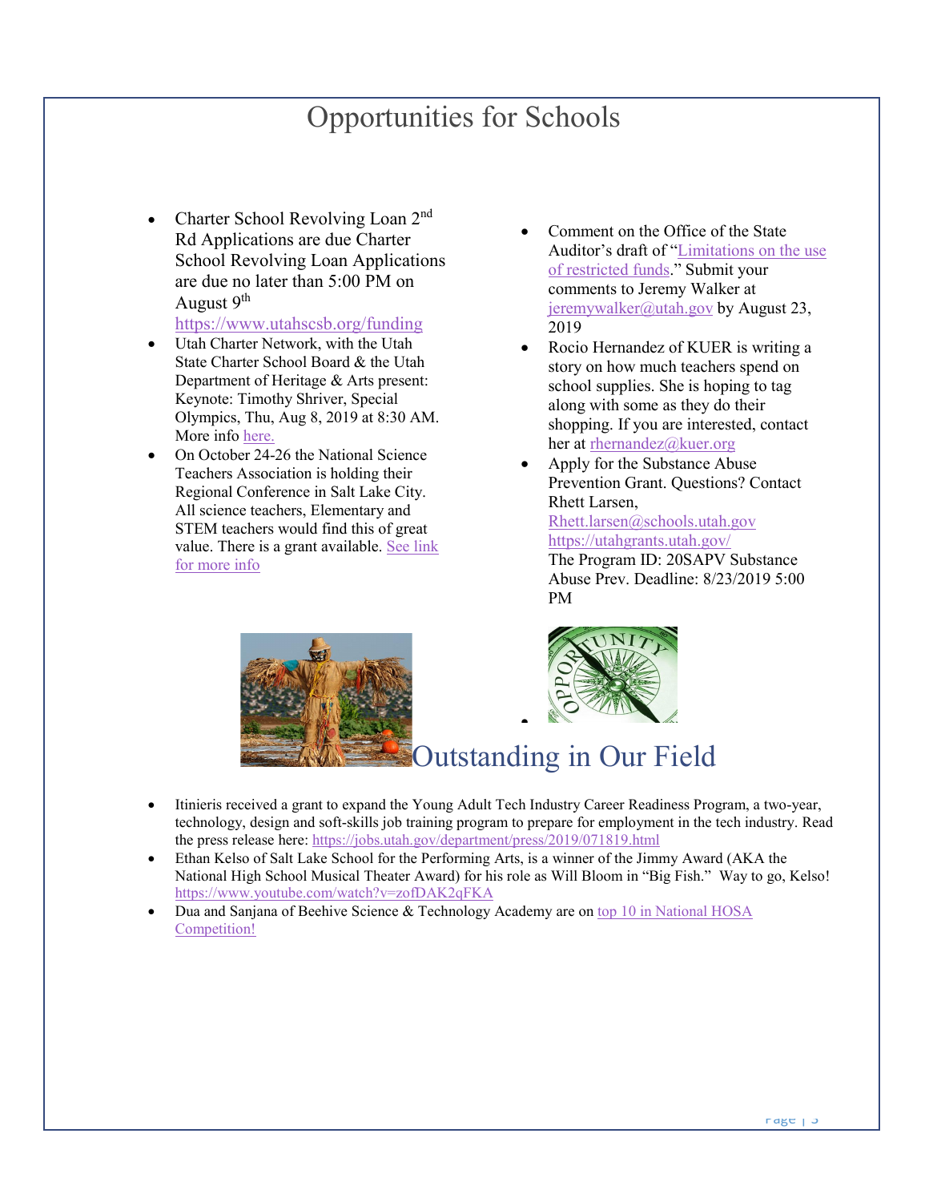# Opportunities for Schools

- Charter School Revolving Loan 2nd Rd Applications are due Charter School Revolving Loan Applications are due no later than 5:00 PM on August 9th https://www.utahscsb.org/funding
- Utah Charter Network, with the Utah State Charter School Board & the Utah Department of Heritage & Arts present: Keynote: Timothy Shriver, Special Olympics, Thu, Aug 8, 2019 at 8:30 AM. More info here.
- On October 24-26 the National Science Teachers Association is holding their Regional Conference in Salt Lake City. All science teachers, Elementary and STEM teachers would find this of great value. There is a grant available. See link for more info
- Comment on the Office of the State Auditor's draft of "Limitations on the use of restricted funds." Submit your comments to Jeremy Walker at jeremywalker@utah.gov by August 23, 2019
- Rocio Hernandez of KUER is writing a story on how much teachers spend on school supplies. She is hoping to tag along with some as they do their shopping. If you are interested, contact her at rhernandez@kuer.org
- Apply for the Substance Abuse Prevention Grant. Questions? Contact Rhett Larsen, Rhett.larsen@schools.utah.gov https://utahgrants.utah.gov/ The Program ID: 20SAPV Substance Abuse Prev. Deadline: 8/23/2019 5:00 PM

# Outstanding in Our Field

- Itinieris received a grant to expand the Young Adult Tech Industry Career Readiness Program, a two-year, technology, design and soft-skills job training program to prepare for employment in the tech industry. Read the press release here: https://jobs.utah.gov/department/press/2019/071819.html
- Ethan Kelso of Salt Lake School for the Performing Arts, is a winner of the Jimmy Award (AKA the National High School Musical Theater Award) for his role as Will Bloom in "Big Fish." Way to go, Kelso! https://www.youtube.com/watch?v=zofDAK2qFKA
- Dua and Sanjana of Beehive Science & Technology Academy are on top 10 in National HOSA Competition!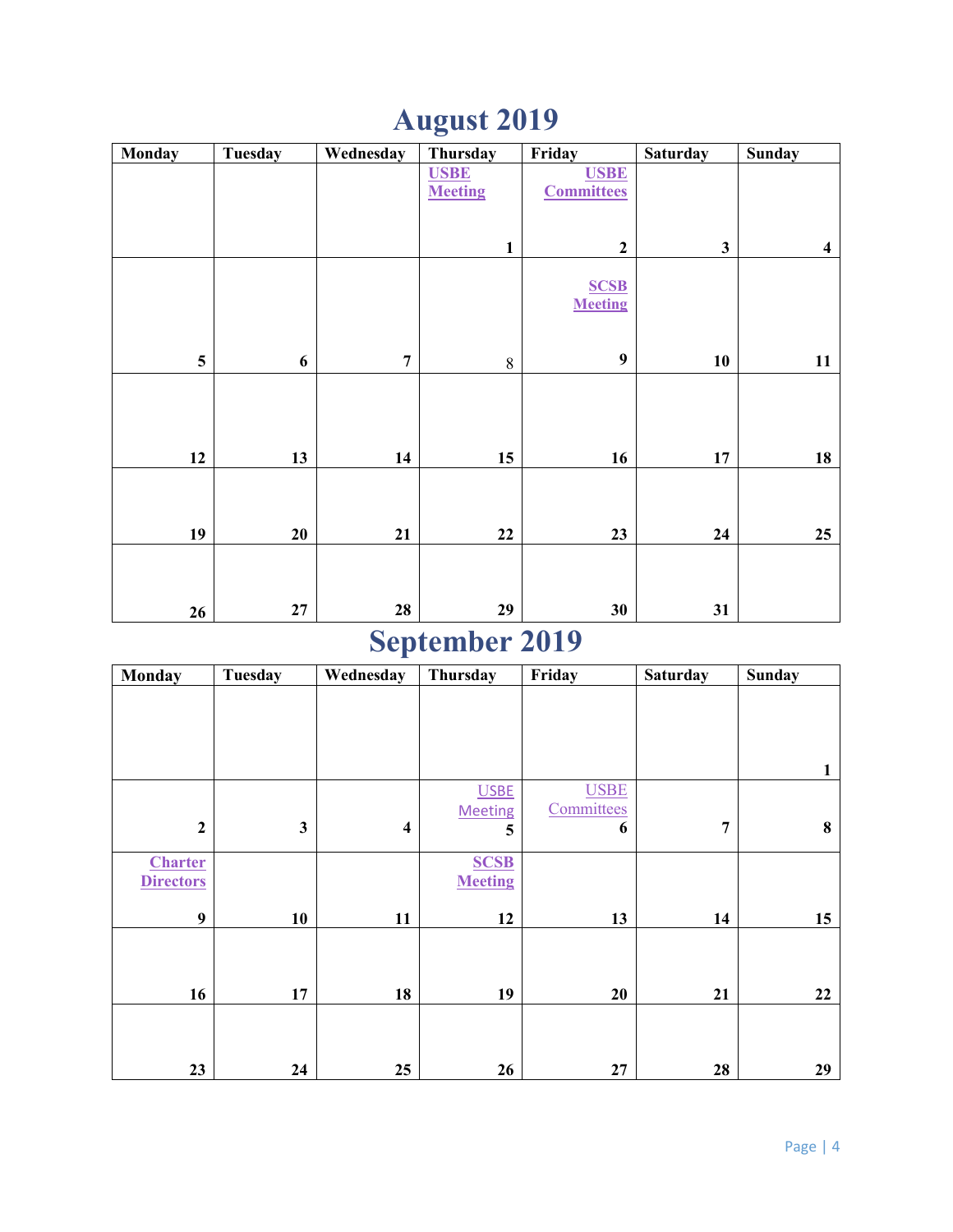# August 2019

| Monday | Tuesday | Wednesday | Thursday | Friday | Saturday | Sunday |
|---|---|---|---|---|---|---|
| | | | USBE Meeting 1 | USBE Committees 2 | 3 | 4 |
| 5 | 6 | 7 | 8 | SCSB Meeting 9 | 10 | 11 |
| 12 | 13 | 14 | 15 | 16 | 17 | 18 |
| 19 | 20 | 21 | 22 | 23 | 24 | 25 |
| 26 | 27 | 28 | 29 | 30 | 31 | |

# September 2019

| Monday | Tuesday | Wednesday | Thursday | Friday | Saturday | Sunday |
|---|---|---|---|---|---|---|
| | | | | | | 1 |
| 2 | 3 | 4 | USBE Meeting 5 | USBE Committees 6 | 7 | 8 |
| Charter Directors 9 | 10 | 11 | SCSB Meeting 12 | 13 | 14 | 15 |
| 16 | 17 | 18 | 19 | 20 | 21 | 22 |
| 23 | 24 | 25 | 26 | 27 | 28 | 29 |